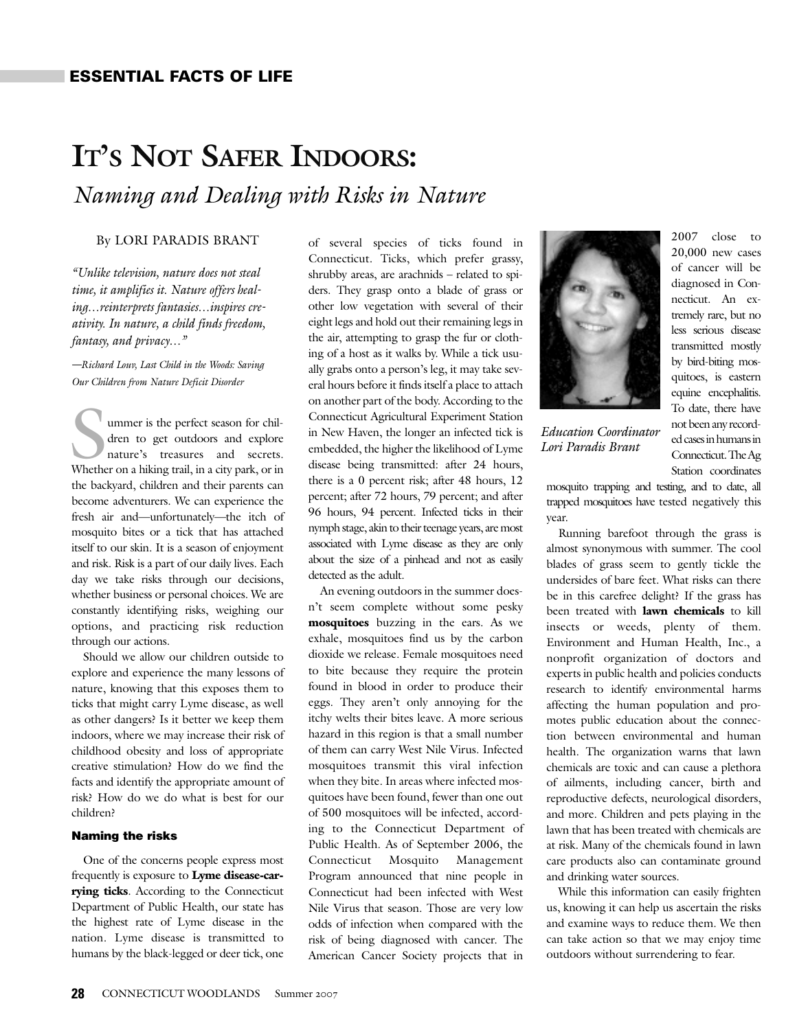## ESSENTIAL FACTS OF LIFE

# It's Not Safer Indoors:

## *Naming and Dealing with Risks in Nature*

By LORI PARADIS BRANT

*"Unlike television, nature does not steal time, it amplifies it. Nature offers healing…reinterprets fantasies…inspires creativity. In nature, a child finds freedom, fantasy, and privacy…"*

*—Richard Louv, Last Child in the Woods: Saving Our Children from Nature Deficit Disorder*

Summer is the perfect season for children to get outdoors and explore nature's treasures and secrets. Whether on a hiking trail, in a city park, or in the backyard, children and their parents can become adventurers. We can experience the fresh air and—unfortunately—the itch of mosquito bites or a tick that has attached itself to our skin. It is a season of enjoyment and risk. Risk is a part of our daily lives. Each day we take risks through our decisions, whether business or personal choices. We are constantly identifying risks, weighing our options, and practicing risk reduction through our actions.

Should we allow our children outside to explore and experience the many lessons of nature, knowing that this exposes them to ticks that might carry Lyme disease, as well as other dangers? Is it better we keep them indoors, where we may increase their risk of childhood obesity and loss of appropriate creative stimulation? How do we find the facts and identify the appropriate amount of risk? How do we do what is best for our children?

### Naming the risks

One of the concerns people express most frequently is exposure to **Lyme disease-carrying ticks**. According to the Connecticut Department of Public Health, our state has the highest rate of Lyme disease in the nation. Lyme disease is transmitted to humans by the black-legged or deer tick, one of several species of ticks found in Connecticut. Ticks, which prefer grassy, shrubby areas, are arachnids – related to spiders. They grasp onto a blade of grass or other low vegetation with several of their eight legs and hold out their remaining legs in the air, attempting to grasp the fur or clothing of a host as it walks by. While a tick usually grabs onto a person's leg, it may take several hours before it finds itself a place to attach on another part of the body. According to the Connecticut Agricultural Experiment Station in New Haven, the longer an infected tick is embedded, the higher the likelihood of Lyme disease being transmitted: after 24 hours, there is a 0 percent risk; after 48 hours, 12 percent; after 72 hours, 79 percent; and after 96 hours, 94 percent. Infected ticks in their nymph stage, akin to their teenage years, are most associated with Lyme disease as they are only about the size of a pinhead and not as easily detected as the adult.

An evening outdoors in the summer doesn't seem complete without some pesky **mosquitoes** buzzing in the ears. As we exhale, mosquitoes find us by the carbon dioxide we release. Female mosquitoes need to bite because they require the protein found in blood in order to produce their eggs. They aren't only annoying for the itchy welts their bites leave. A more serious hazard in this region is that a small number of them can carry West Nile Virus. Infected mosquitoes transmit this viral infection when they bite. In areas where infected mosquitoes have been found, fewer than one out of 500 mosquitoes will be infected, according to the Connecticut Department of Public Health. As of September 2006, the Connecticut Mosquito Management Program announced that nine people in Connecticut had been infected with West Nile Virus that season. Those are very low odds of infection when compared with the risk of being diagnosed with cancer. The American Cancer Society projects that in 2007 close to 20,000 new cases of cancer will be diagnosed in Connecticut. An extremely rare, but no less serious disease transmitted mostly by bird-biting mosquitoes, is eastern equine encephalitis. To date, there have not been any recorded cases in humans in Connecticut. The Ag Station coordinates mosquito trapping and testing, and to date, all trapped mosquitoes have tested negatively this year.

*Education Coordinator Lori Paradis Brant*

Running barefoot through the grass is almost synonymous with summer. The cool blades of grass seem to gently tickle the undersides of bare feet. What risks can there be in this carefree delight? If the grass has been treated with **lawn chemicals** to kill insects or weeds, plenty of them. Environment and Human Health, Inc., a nonprofit organization of doctors and experts in public health and policies conducts research to identify environmental harms affecting the human population and promotes public education about the connection between environmental and human health. The organization warns that lawn chemicals are toxic and can cause a plethora of ailments, including cancer, birth and reproductive defects, neurological disorders, and more. Children and pets playing in the lawn that has been treated with chemicals are at risk. Many of the chemicals found in lawn care products also can contaminate ground and drinking water sources.

While this information can easily frighten us, knowing it can help us ascertain the risks and examine ways to reduce them. We then can take action so that we may enjoy time outdoors without surrendering to fear.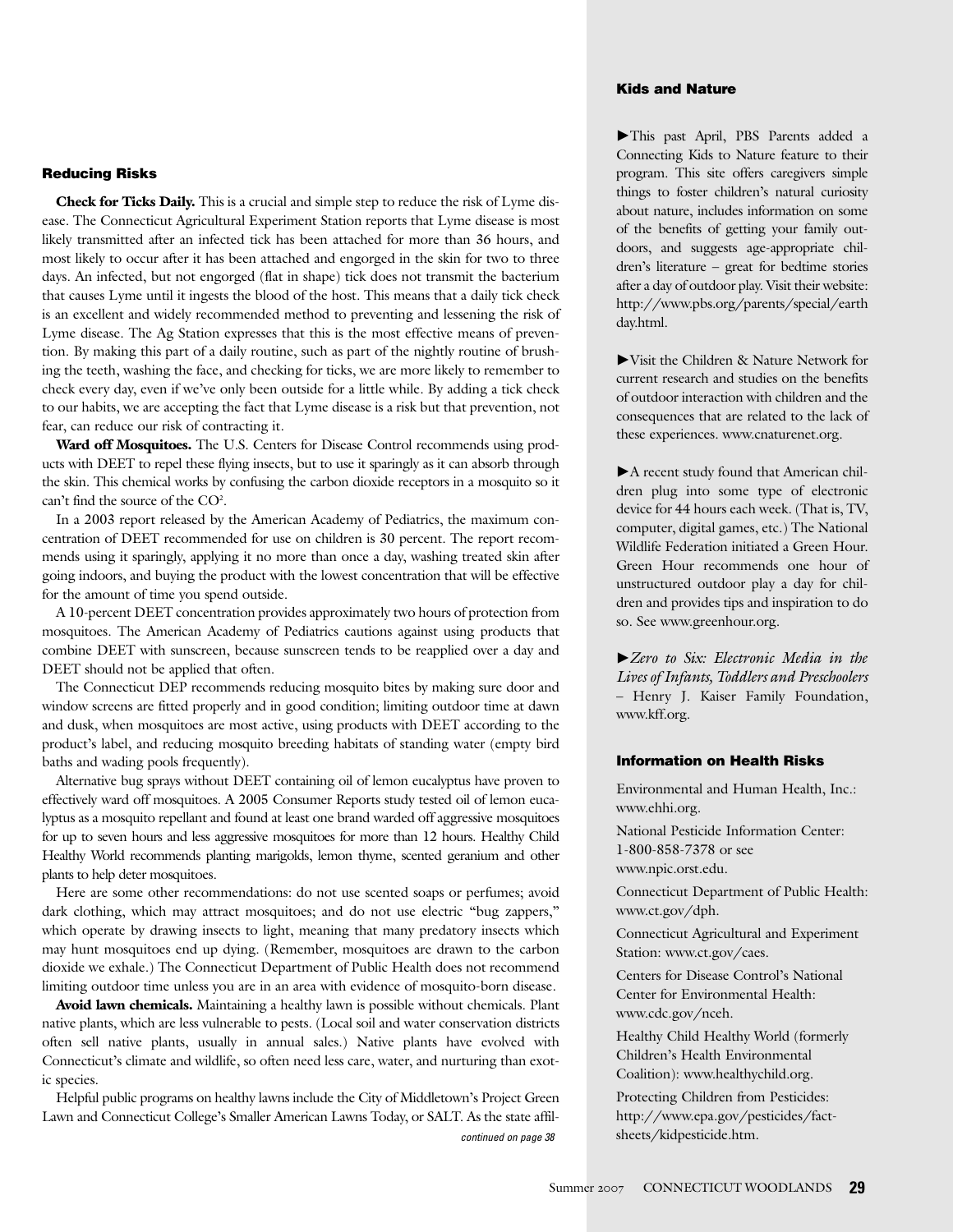### Reducing Risks

**Check for Ticks Daily.** This is a crucial and simple step to reduce the risk of Lyme disease. The Connecticut Agricultural Experiment Station reports that Lyme disease is most likely transmitted after an infected tick has been attached for more than 36 hours, and most likely to occur after it has been attached and engorged in the skin for two to three days. An infected, but not engorged (flat in shape) tick does not transmit the bacterium that causes Lyme until it ingests the blood of the host. This means that a daily tick check is an excellent and widely recommended method to preventing and lessening the risk of Lyme disease. The Ag Station expresses that this is the most effective means of prevention. By making this part of a daily routine, such as part of the nightly routine of brushing the teeth, washing the face, and checking for ticks, we are more likely to remember to check every day, even if we've only been outside for a little while. By adding a tick check to our habits, we are accepting the fact that Lyme disease is a risk but that prevention, not fear, can reduce our risk of contracting it.

**Ward off Mosquitoes.** The U.S. Centers for Disease Control recommends using products with DEET to repel these flying insects, but to use it sparingly as it can absorb through the skin. This chemical works by confusing the carbon dioxide receptors in a mosquito so it can't find the source of the $CO^2$.

In a 2003 report released by the American Academy of Pediatrics, the maximum concentration of DEET recommended for use on children is 30 percent. The report recommends using it sparingly, applying it no more than once a day, washing treated skin after going indoors, and buying the product with the lowest concentration that will be effective for the amount of time you spend outside.

A 10-percent DEET concentration provides approximately two hours of protection from mosquitoes. The American Academy of Pediatrics cautions against using products that combine DEET with sunscreen, because sunscreen tends to be reapplied over a day and DEET should not be applied that often.

The Connecticut DEP recommends reducing mosquito bites by making sure door and window screens are fitted properly and in good condition; limiting outdoor time at dawn and dusk, when mosquitoes are most active, using products with DEET according to the product's label, and reducing mosquito breeding habitats of standing water (empty bird baths and wading pools frequently).

Alternative bug sprays without DEET containing oil of lemon eucalyptus have proven to effectively ward off mosquitoes. A 2005 Consumer Reports study tested oil of lemon eucalyptus as a mosquito repellant and found at least one brand warded off aggressive mosquitoes for up to seven hours and less aggressive mosquitoes for more than 12 hours. Healthy Child Healthy World recommends planting marigolds, lemon thyme, scented geranium and other plants to help deter mosquitoes.

Here are some other recommendations: do not use scented soaps or perfumes; avoid dark clothing, which may attract mosquitoes; and do not use electric "bug zappers," which operate by drawing insects to light, meaning that many predatory insects which may hunt mosquitoes end up dying. (Remember, mosquitoes are drawn to the carbon dioxide we exhale.) The Connecticut Department of Public Health does not recommend limiting outdoor time unless you are in an area with evidence of mosquito-born disease.

**Avoid lawn chemicals.** Maintaining a healthy lawn is possible without chemicals. Plant native plants, which are less vulnerable to pests. (Local soil and water conservation districts often sell native plants, usually in annual sales.) Native plants have evolved with Connecticut's climate and wildlife, so often need less care, water, and nurturing than exotic species.

Helpful public programs on healthy lawns include the City of Middletown's Project Green Lawn and Connecticut College's Smaller American Lawns Today, or SALT. As the state affil-

*continued on page 38*

### Kids and Nature

►This past April, PBS Parents added a Connecting Kids to Nature feature to their program. This site offers caregivers simple things to foster children's natural curiosity about nature, includes information on some of the benefits of getting your family outdoors, and suggests age-appropriate children's literature – great for bedtime stories after a day of outdoor play. Visit their website: http://www.pbs.org/parents/special/earthday.html.

►Visit the Children & Nature Network for current research and studies on the benefits of outdoor interaction with children and the consequences that are related to the lack of these experiences. www.cnaturenet.org.

►A recent study found that American children plug into some type of electronic device for 44 hours each week. (That is, TV, computer, digital games, etc.) The National Wildlife Federation initiated a Green Hour. Green Hour recommends one hour of unstructured outdoor play a day for children and provides tips and inspiration to do so. See www.greenhour.org.

►*Zero to Six: Electronic Media in the Lives of Infants, Toddlers and Preschoolers* – Henry J. Kaiser Family Foundation, www.kff.org.

### Information on Health Risks

Environmental and Human Health, Inc.: www.ehhi.org.

National Pesticide Information Center: 1-800-858-7378 or see www.npic.orst.edu.

Connecticut Department of Public Health: www.ct.gov/dph.

Connecticut Agricultural and Experiment Station: www.ct.gov/caes.

Centers for Disease Control's National Center for Environmental Health: www.cdc.gov/nceh.

Healthy Child Healthy World (formerly Children's Health Environmental Coalition): www.healthychild.org.

Protecting Children from Pesticides: http://www.epa.gov/pesticides/factsheets/kidpesticide.htm.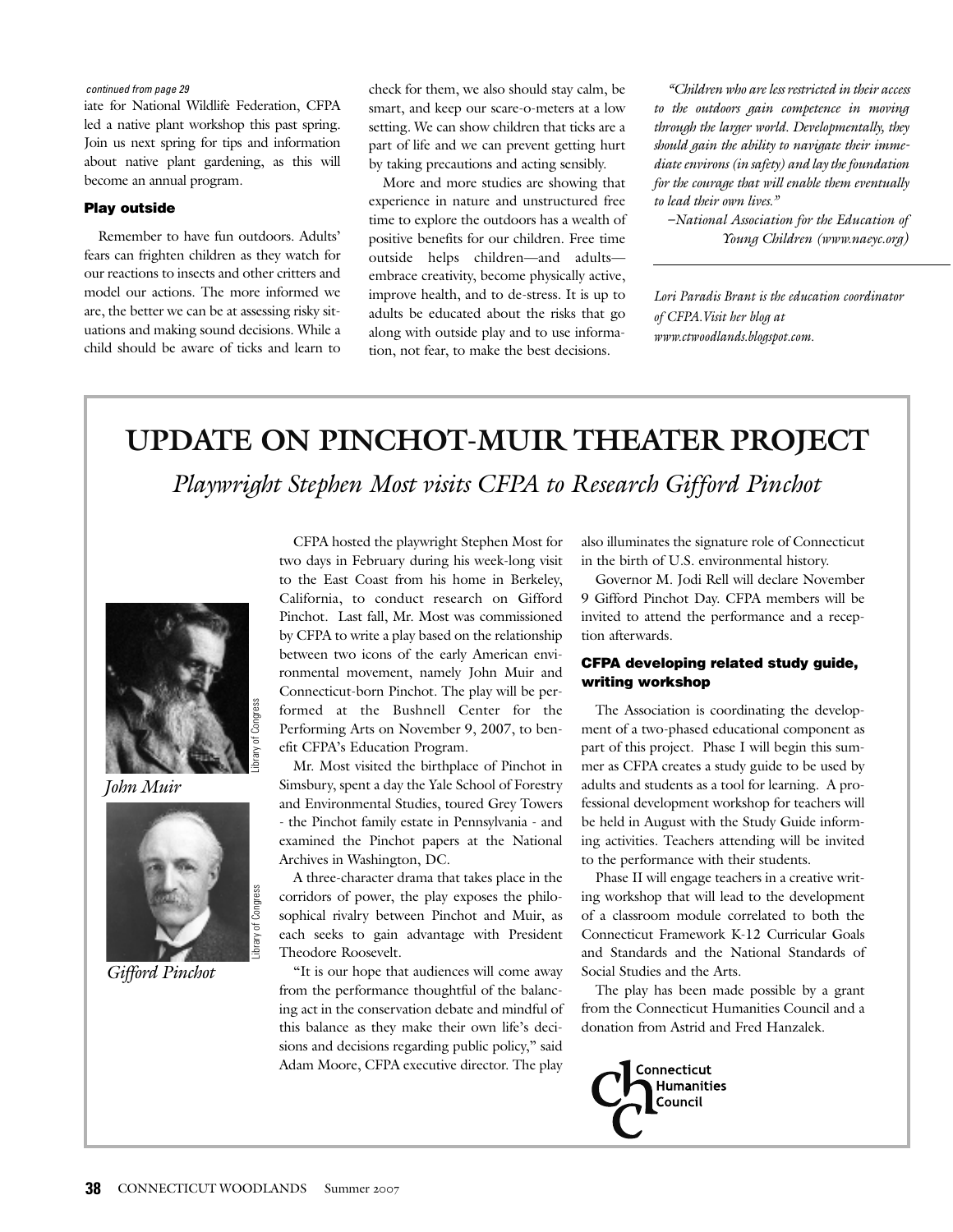*continued from page 29*

iate for National Wildlife Federation, CFPA led a native plant workshop this past spring. Join us next spring for tips and information about native plant gardening, as this will become an annual program.

#### Play outside

Remember to have fun outdoors. Adults' fears can frighten children as they watch for our reactions to insects and other critters and model our actions. The more informed we are, the better we can be at assessing risky situations and making sound decisions. While a child should be aware of ticks and learn to check for them, we also should stay calm, be smart, and keep our scare-o-meters at a low setting. We can show children that ticks are a part of life and we can prevent getting hurt by taking precautions and acting sensibly.

More and more studies are showing that experience in nature and unstructured free time to explore the outdoors has a wealth of positive benefits for our children. Free time outside helps children—and adults—embrace creativity, become physically active, improve health, and to de-stress. It is up to adults be educated about the risks that go along with outside play and to use information, not fear, to make the best decisions.

*"Children who are less restricted in their access to the outdoors gain competence in moving through the larger world. Developmentally, they should gain the ability to navigate their immediate environs (in safety) and lay the foundation for the courage that will enable them eventually to lead their own lives."*

*–National Association for the Education of Young Children (www.naeyc.org)*

*Lori Paradis Brant is the education coordinator of CFPA. Visit her blog at www.ctwoodlands.blogspot.com.*

## UPDATE ON PINCHOT-MUIR THEATER PROJECT

### *Playwright Stephen Most visits CFPA to Research Gifford Pinchot*

Library of Congress

*John Muir*

Library of Congress

*Gifford Pinchot*

CFPA hosted the playwright Stephen Most for two days in February during his week-long visit to the East Coast from his home in Berkeley, California, to conduct research on Gifford Pinchot. Last fall, Mr. Most was commissioned by CFPA to write a play based on the relationship between two icons of the early American environmental movement, namely John Muir and Connecticut-born Pinchot. The play will be performed at the Bushnell Center for the Performing Arts on November 9, 2007, to benefit CFPA's Education Program.

Mr. Most visited the birthplace of Pinchot in Simsbury, spent a day the Yale School of Forestry and Environmental Studies, toured Grey Towers - the Pinchot family estate in Pennsylvania - and examined the Pinchot papers at the National Archives in Washington, DC.

A three-character drama that takes place in the corridors of power, the play exposes the philosophical rivalry between Pinchot and Muir, as each seeks to gain advantage with President Theodore Roosevelt.

"It is our hope that audiences will come away from the performance thoughtful of the balancing act in the conservation debate and mindful of this balance as they make their own life's decisions and decisions regarding public policy," said Adam Moore, CFPA executive director. The play also illuminates the signature role of Connecticut in the birth of U.S. environmental history.

Governor M. Jodi Rell will declare November 9 Gifford Pinchot Day. CFPA members will be invited to attend the performance and a reception afterwards.

#### CFPA developing related study guide, writing workshop

The Association is coordinating the development of a two-phased educational component as part of this project. Phase I will begin this summer as CFPA creates a study guide to be used by adults and students as a tool for learning. A professional development workshop for teachers will be held in August with the Study Guide informing activities. Teachers attending will be invited to the performance with their students.

Phase II will engage teachers in a creative writing workshop that will lead to the development of a classroom module correlated to both the Connecticut Framework K-12 Curricular Goals and Standards and the National Standards of Social Studies and the Arts.

The play has been made possible by a grant from the Connecticut Humanities Council and a donation from Astrid and Fred Hanzalek.

Connecticut Humanities Council